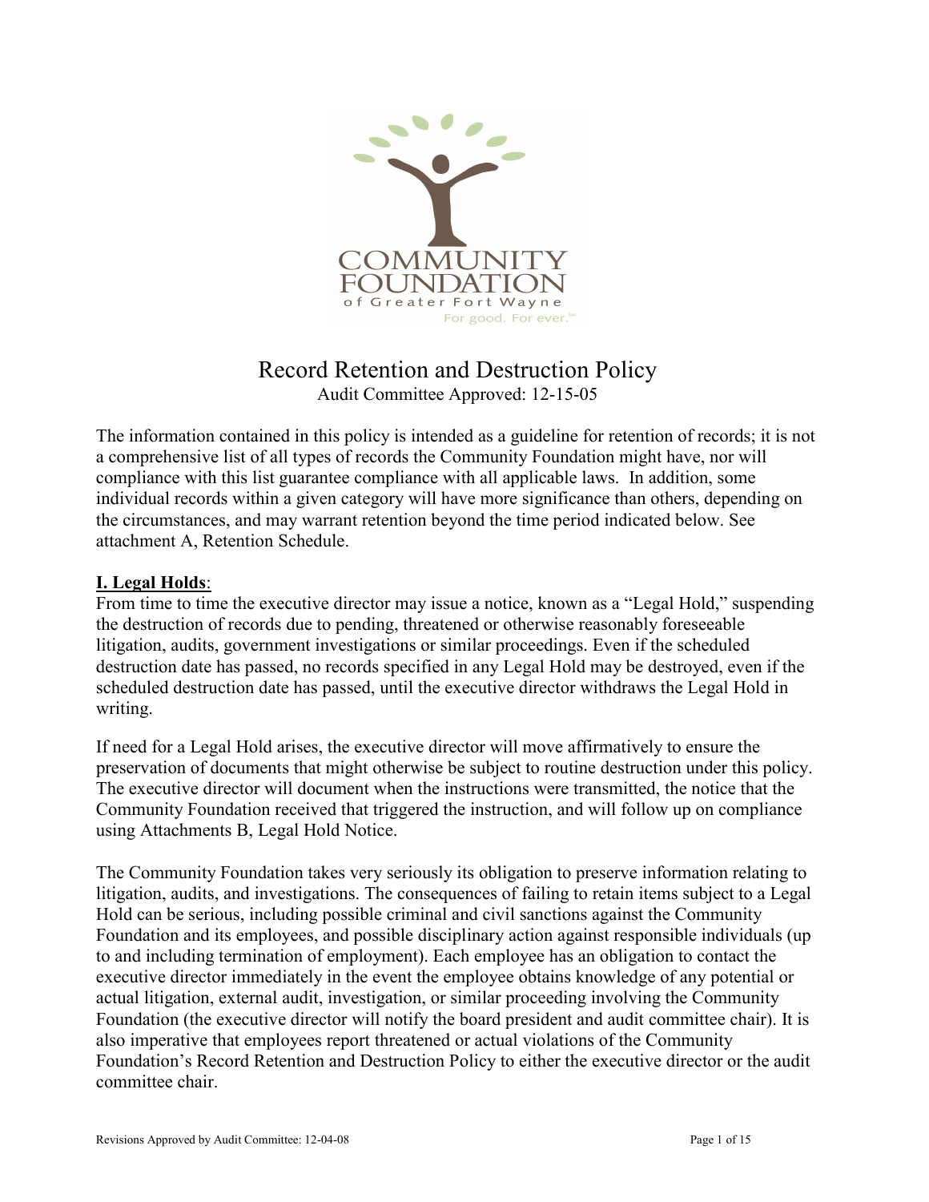# Record Retention and Destruction Policy

Audit Committee Approved: 12-15-05

The information contained in this policy is intended as a guideline for retention of records; it is not a comprehensive list of all types of records the Community Foundation might have, nor will compliance with this list guarantee compliance with all applicable laws. In addition, some individual records within a given category will have more significance than others, depending on the circumstances, and may warrant retention beyond the time period indicated below. See attachment A, Retention Schedule.

## I. Legal Holds:

From time to time the executive director may issue a notice, known as a "Legal Hold," suspending the destruction of records due to pending, threatened or otherwise reasonably foreseeable litigation, audits, government investigations or similar proceedings. Even if the scheduled destruction date has passed, no records specified in any Legal Hold may be destroyed, even if the scheduled destruction date has passed, until the executive director withdraws the Legal Hold in writing.

If need for a Legal Hold arises, the executive director will move affirmatively to ensure the preservation of documents that might otherwise be subject to routine destruction under this policy. The executive director will document when the instructions were transmitted, the notice that the Community Foundation received that triggered the instruction, and will follow up on compliance using Attachments B, Legal Hold Notice.

The Community Foundation takes very seriously its obligation to preserve information relating to litigation, audits, and investigations. The consequences of failing to retain items subject to a Legal Hold can be serious, including possible criminal and civil sanctions against the Community Foundation and its employees, and possible disciplinary action against responsible individuals (up to and including termination of employment). Each employee has an obligation to contact the executive director immediately in the event the employee obtains knowledge of any potential or actual litigation, external audit, investigation, or similar proceeding involving the Community Foundation (the executive director will notify the board president and audit committee chair). It is also imperative that employees report threatened or actual violations of the Community Foundation's Record Retention and Destruction Policy to either the executive director or the audit committee chair.

Revisions Approved by Audit Committee: 12-04-08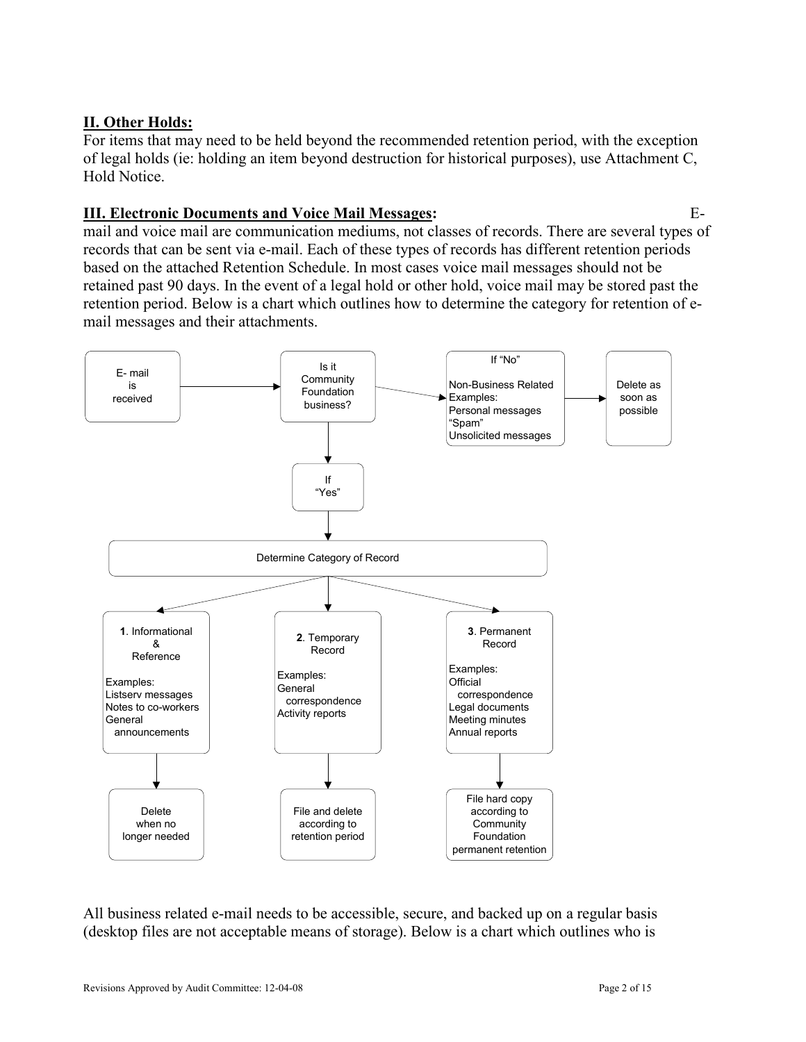## II. Other Holds:

For items that may need to be held beyond the recommended retention period, with the exception of legal holds (ie: holding an item beyond destruction for historical purposes), use Attachment C, Hold Notice.

## III. Electronic Documents and Voice Mail Messages:

E-mail and voice mail are communication mediums, not classes of records. There are several types of records that can be sent via e-mail. Each of these types of records has different retention periods based on the attached Retention Schedule. In most cases voice mail messages should not be retained past 90 days. In the event of a legal hold or other hold, voice mail may be stored past the retention period. Below is a chart which outlines how to determine the category for retention of e-mail messages and their attachments.

**E-mail is received** → **Is it Community Foundation business?**

- **If "No"** → Non-Business Related. Examples: Personal messages, "Spam", Unsolicited messages → **Delete as soon as possible**
- **If "Yes"** → **Determine Category of Record**
  1. **Informational & Reference** — Examples: Listserv messages, Notes to co-workers, General announcements → **Delete when no longer needed**
  2. **Temporary Record** — Examples: General correspondence, Activity reports → **File and delete according to retention period**
  3. **Permanent Record** — Examples: Official correspondence, Legal documents, Meeting minutes, Annual reports → **File hard copy according to Community Foundation permanent retention**

All business related e-mail needs to be accessible, secure, and backed up on a regular basis (desktop files are not acceptable means of storage). Below is a chart which outlines who is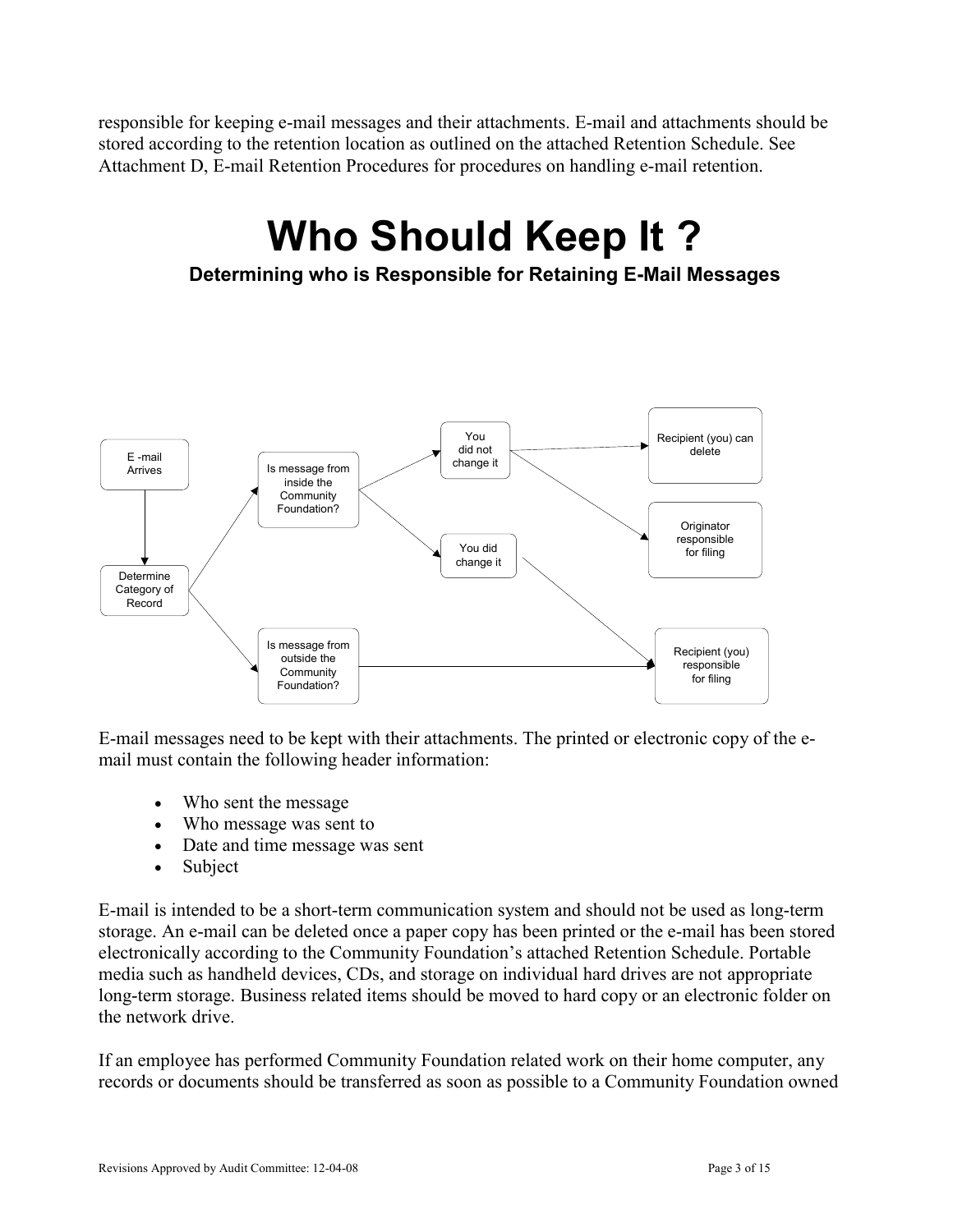responsible for keeping e-mail messages and their attachments. E-mail and attachments should be stored according to the retention location as outlined on the attached Retention Schedule. See Attachment D, E-mail Retention Procedures for procedures on handling e-mail retention.

# Who Should Keep It ?

### Determining who is Responsible for Retaining E-Mail Messages

E -mail Arrives

Determine Category of Record

Is message from inside the Community Foundation?

You did not change it

Recipient (you) can delete

Originator responsible for filing

You did change it

Is message from outside the Community Foundation?

Recipient (you) responsible for filing

E-mail messages need to be kept with their attachments. The printed or electronic copy of the e-mail must contain the following header information:

- Who sent the message
- Who message was sent to
- Date and time message was sent
- Subject

E-mail is intended to be a short-term communication system and should not be used as long-term storage. An e-mail can be deleted once a paper copy has been printed or the e-mail has been stored electronically according to the Community Foundation's attached Retention Schedule. Portable media such as handheld devices, CDs, and storage on individual hard drives are not appropriate long-term storage. Business related items should be moved to hard copy or an electronic folder on the network drive.

If an employee has performed Community Foundation related work on their home computer, any records or documents should be transferred as soon as possible to a Community Foundation owned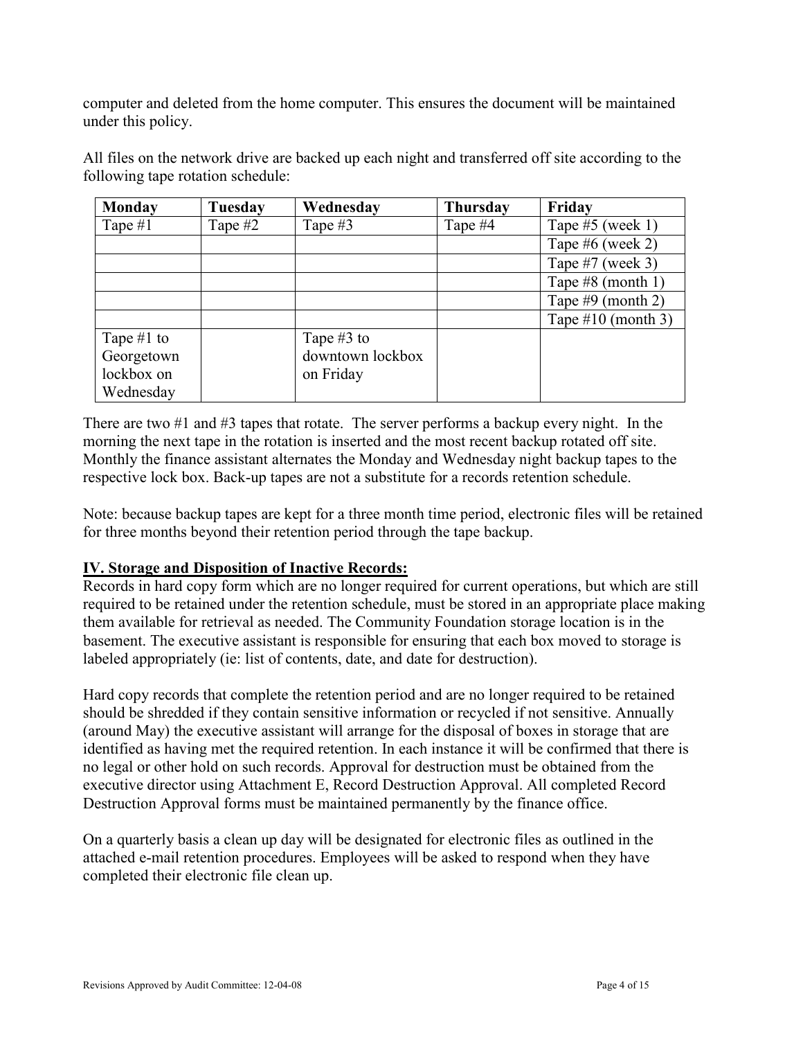computer and deleted from the home computer. This ensures the document will be maintained under this policy.

All files on the network drive are backed up each night and transferred off site according to the following tape rotation schedule:

| Monday | Tuesday | Wednesday | Thursday | Friday |
|---|---|---|---|---|
| Tape #1 | Tape #2 | Tape #3 | Tape #4 | Tape #5 (week 1) |
| | | | | Tape #6 (week 2) |
| | | | | Tape #7 (week 3) |
| | | | | Tape #8 (month 1) |
| | | | | Tape #9 (month 2) |
| | | | | Tape #10 (month 3) |
| Tape #1 to Georgetown lockbox on Wednesday | | Tape #3 to downtown lockbox on Friday | | |

There are two #1 and #3 tapes that rotate. The server performs a backup every night. In the morning the next tape in the rotation is inserted and the most recent backup rotated off site. Monthly the finance assistant alternates the Monday and Wednesday night backup tapes to the respective lock box. Back-up tapes are not a substitute for a records retention schedule.

Note: because backup tapes are kept for a three month time period, electronic files will be retained for three months beyond their retention period through the tape backup.

## IV. Storage and Disposition of Inactive Records:

Records in hard copy form which are no longer required for current operations, but which are still required to be retained under the retention schedule, must be stored in an appropriate place making them available for retrieval as needed. The Community Foundation storage location is in the basement. The executive assistant is responsible for ensuring that each box moved to storage is labeled appropriately (ie: list of contents, date, and date for destruction).

Hard copy records that complete the retention period and are no longer required to be retained should be shredded if they contain sensitive information or recycled if not sensitive. Annually (around May) the executive assistant will arrange for the disposal of boxes in storage that are identified as having met the required retention. In each instance it will be confirmed that there is no legal or other hold on such records. Approval for destruction must be obtained from the executive director using Attachment E, Record Destruction Approval. All completed Record Destruction Approval forms must be maintained permanently by the finance office.

On a quarterly basis a clean up day will be designated for electronic files as outlined in the attached e-mail retention procedures. Employees will be asked to respond when they have completed their electronic file clean up.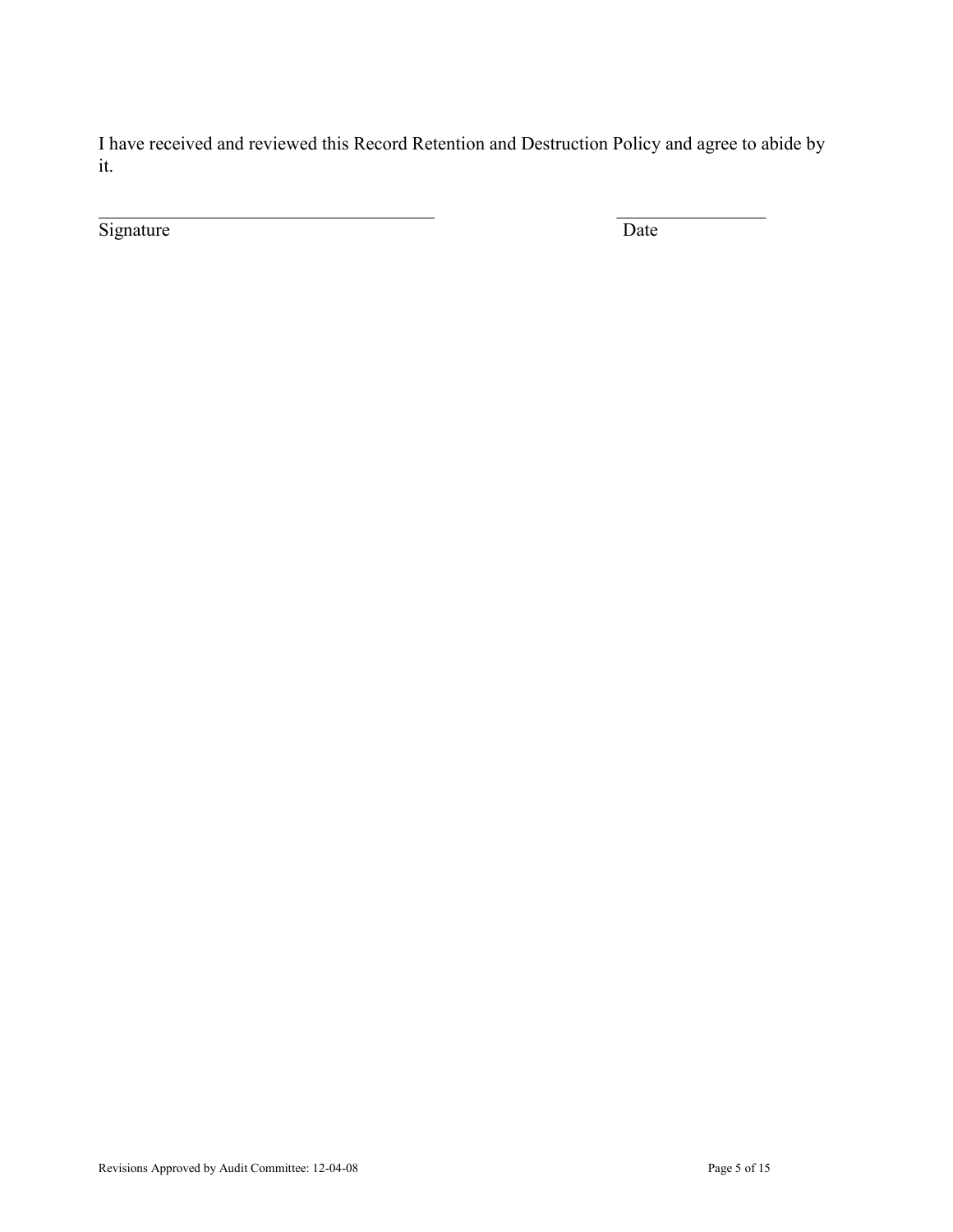I have received and reviewed this Record Retention and Destruction Policy and agree to abide by it.

\_\_\_\_\_\_\_\_\_\_\_\_\_\_\_\_\_\_\_\_\_\_\_\_\_\_\_\_\_\_\_\_\_\_\_\_\_\_ \_\_\_\_\_\_\_\_\_\_\_\_\_\_\_\_\_

Signature Date

Revisions Approved by Audit Committee: 12-04-08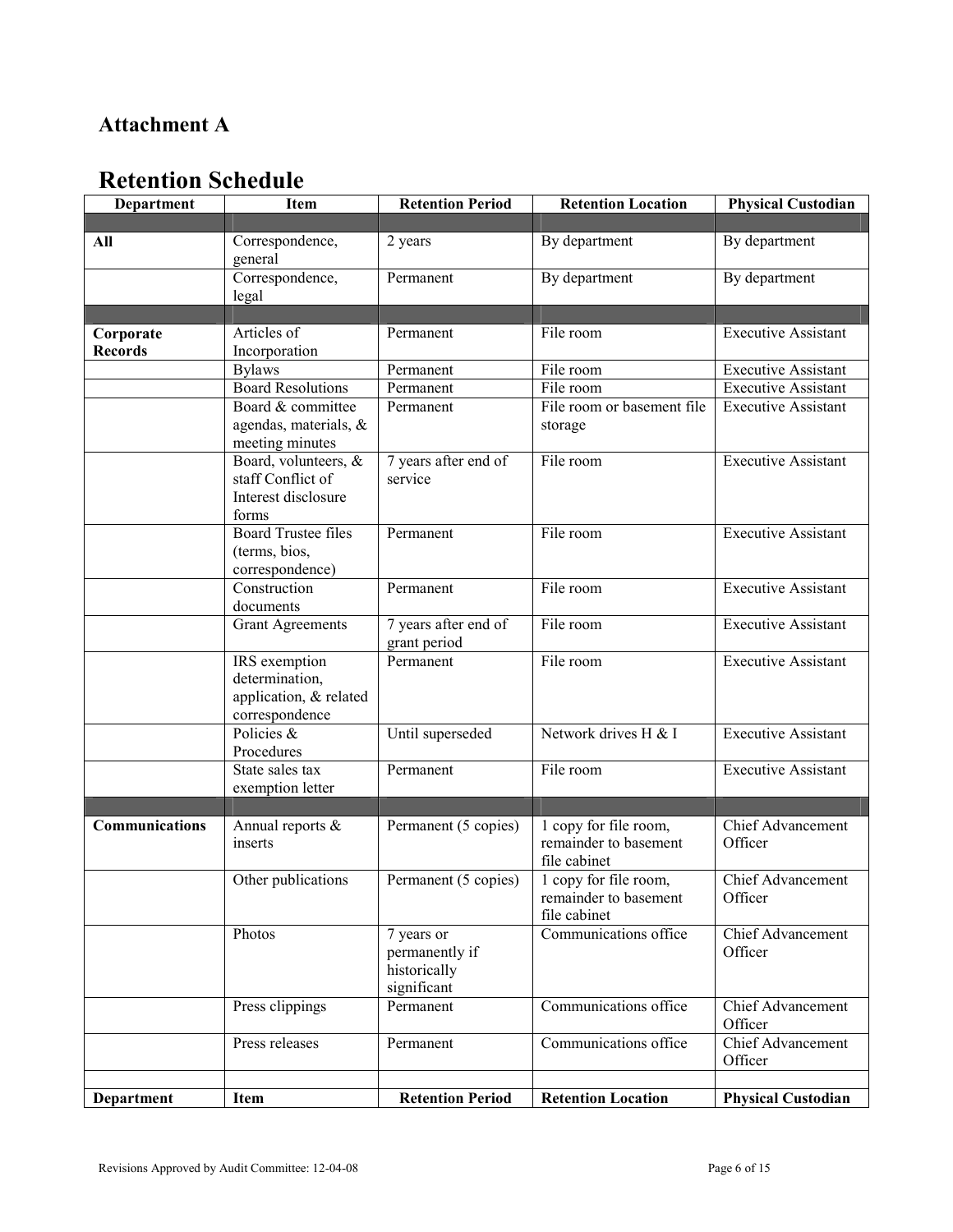## Attachment A

# Retention Schedule

| Department | Item | Retention Period | Retention Location | Physical Custodian |
|---|---|---|---|---|
| | | | | |
| **All** | Correspondence, general | 2 years | By department | By department |
| | Correspondence, legal | Permanent | By department | By department |
| | | | | |
| **Corporate Records** | Articles of Incorporation | Permanent | File room | Executive Assistant |
| | Bylaws | Permanent | File room | Executive Assistant |
| | Board Resolutions | Permanent | File room | Executive Assistant |
| | Board & committee agendas, materials, & meeting minutes | Permanent | File room or basement file storage | Executive Assistant |
| | Board, volunteers, & staff Conflict of Interest disclosure forms | 7 years after end of service | File room | Executive Assistant |
| | Board Trustee files (terms, bios, correspondence) | Permanent | File room | Executive Assistant |
| | Construction documents | Permanent | File room | Executive Assistant |
| | Grant Agreements | 7 years after end of grant period | File room | Executive Assistant |
| | IRS exemption determination, application, & related correspondence | Permanent | File room | Executive Assistant |
| | Policies & Procedures | Until superseded | Network drives H & I | Executive Assistant |
| | State sales tax exemption letter | Permanent | File room | Executive Assistant |
| | | | | |
| **Communications** | Annual reports & inserts | Permanent (5 copies) | 1 copy for file room, remainder to basement file cabinet | Chief Advancement Officer |
| | Other publications | Permanent (5 copies) | 1 copy for file room, remainder to basement file cabinet | Chief Advancement Officer |
| | Photos | 7 years or permanently if historically significant | Communications office | Chief Advancement Officer |
| | Press clippings | Permanent | Communications office | Chief Advancement Officer |
| | Press releases | Permanent | Communications office | Chief Advancement Officer |
| | | | | |
| **Department** | **Item** | **Retention Period** | **Retention Location** | **Physical Custodian** |

Revisions Approved by Audit Committee: 12-04-08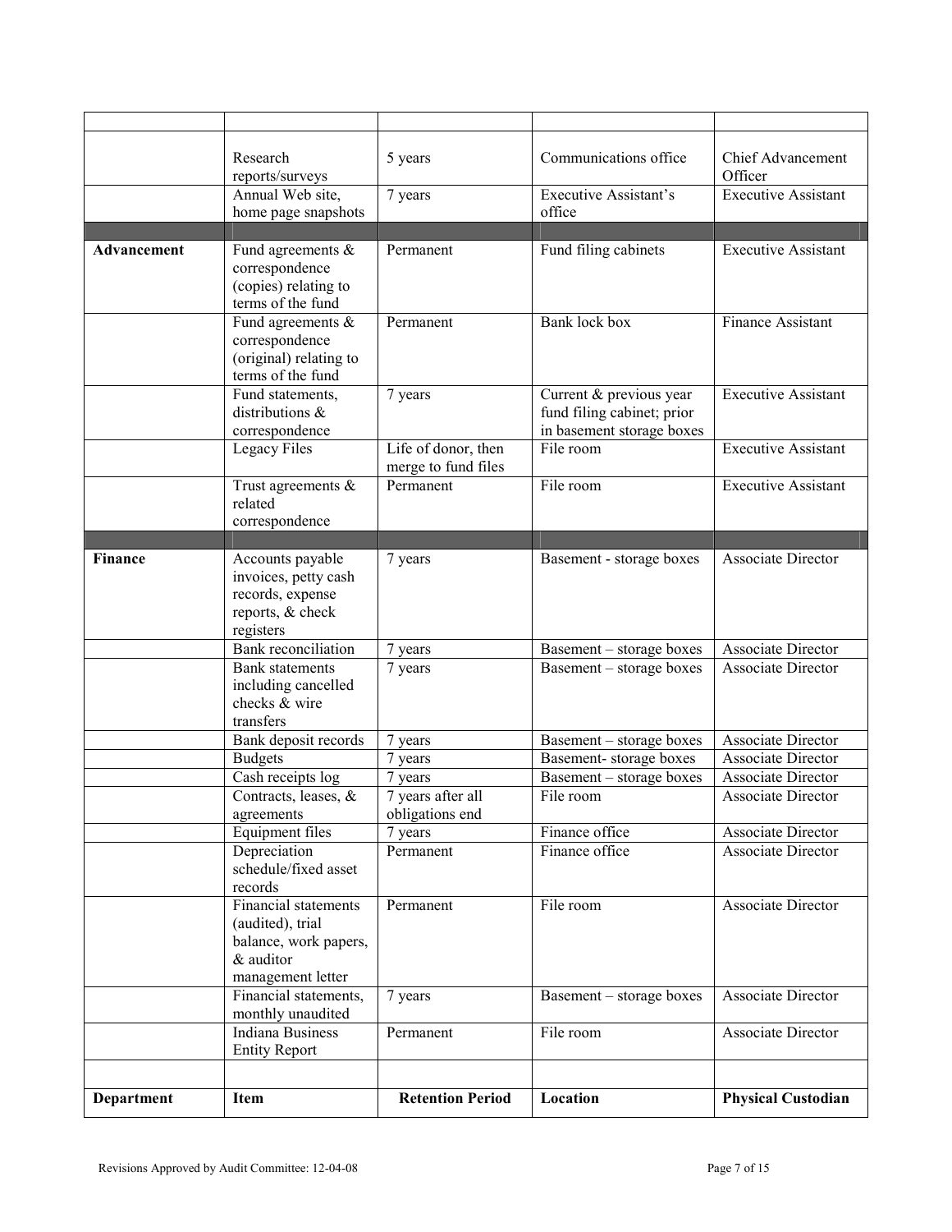| Department | Item | Retention Period | Location | Physical Custodian |
|---|---|---|---|---|
| | Research reports/surveys | 5 years | Communications office | Chief Advancement Officer |
| | Annual Web site, home page snapshots | 7 years | Executive Assistant's office | Executive Assistant |
| | | | | |
| **Advancement** | Fund agreements & correspondence (copies) relating to terms of the fund | Permanent | Fund filing cabinets | Executive Assistant |
| | Fund agreements & correspondence (original) relating to terms of the fund | Permanent | Bank lock box | Finance Assistant |
| | Fund statements, distributions & correspondence | 7 years | Current & previous year fund filing cabinet; prior in basement storage boxes | Executive Assistant |
| | Legacy Files | Life of donor, then merge to fund files | File room | Executive Assistant |
| | Trust agreements & related correspondence | Permanent | File room | Executive Assistant |
| | | | | |
| **Finance** | Accounts payable invoices, petty cash records, expense reports, & check registers | 7 years | Basement - storage boxes | Associate Director |
| | Bank reconciliation | 7 years | Basement – storage boxes | Associate Director |
| | Bank statements including cancelled checks & wire transfers | 7 years | Basement – storage boxes | Associate Director |
| | Bank deposit records | 7 years | Basement – storage boxes | Associate Director |
| | Budgets | 7 years | Basement- storage boxes | Associate Director |
| | Cash receipts log | 7 years | Basement – storage boxes | Associate Director |
| | Contracts, leases, & agreements | 7 years after all obligations end | File room | Associate Director |
| | Equipment files | 7 years | Finance office | Associate Director |
| | Depreciation schedule/fixed asset records | Permanent | Finance office | Associate Director |
| | Financial statements (audited), trial balance, work papers, & auditor management letter | Permanent | File room | Associate Director |
| | Financial statements, monthly unaudited | 7 years | Basement – storage boxes | Associate Director |
| | Indiana Business Entity Report | Permanent | File room | Associate Director |

Revisions Approved by Audit Committee: 12-04-08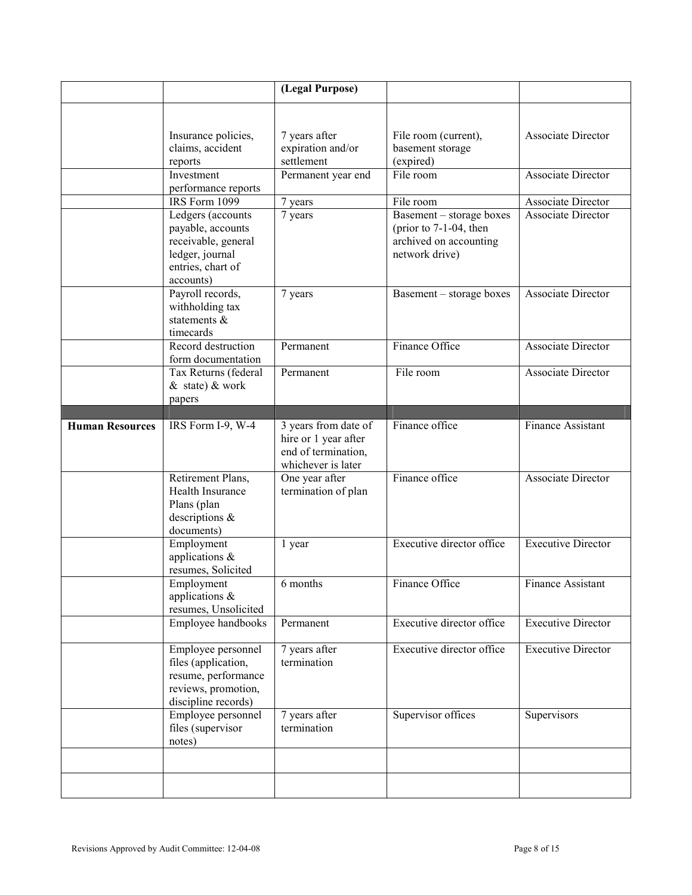| | | (Legal Purpose) | | |
|---|---|---|---|---|
| | Insurance policies, claims, accident reports | 7 years after expiration and/or settlement | File room (current), basement storage (expired) | Associate Director |
| | Investment performance reports | Permanent year end | File room | Associate Director |
| | IRS Form 1099 | 7 years | File room | Associate Director |
| | Ledgers (accounts payable, accounts receivable, general ledger, journal entries, chart of accounts) | 7 years | Basement – storage boxes (prior to 7-1-04, then archived on accounting network drive) | Associate Director |
| | Payroll records, withholding tax statements & timecards | 7 years | Basement – storage boxes | Associate Director |
| | Record destruction form documentation | Permanent | Finance Office | Associate Director |
| | Tax Returns (federal & state) & work papers | Permanent | File room | Associate Director |
| | | | | |
| **Human Resources** | IRS Form I-9, W-4 | 3 years from date of hire or 1 year after end of termination, whichever is later | Finance office | Finance Assistant |
| | Retirement Plans, Health Insurance Plans (plan descriptions & documents) | One year after termination of plan | Finance office | Associate Director |
| | Employment applications & resumes, Solicited | 1 year | Executive director office | Executive Director |
| | Employment applications & resumes, Unsolicited | 6 months | Finance Office | Finance Assistant |
| | Employee handbooks | Permanent | Executive director office | Executive Director |
| | Employee personnel files (application, resume, performance reviews, promotion, discipline records) | 7 years after termination | Executive director office | Executive Director |
| | Employee personnel files (supervisor notes) | 7 years after termination | Supervisor offices | Supervisors |
| | | | | |
| | | | | |

Revisions Approved by Audit Committee: 12-04-08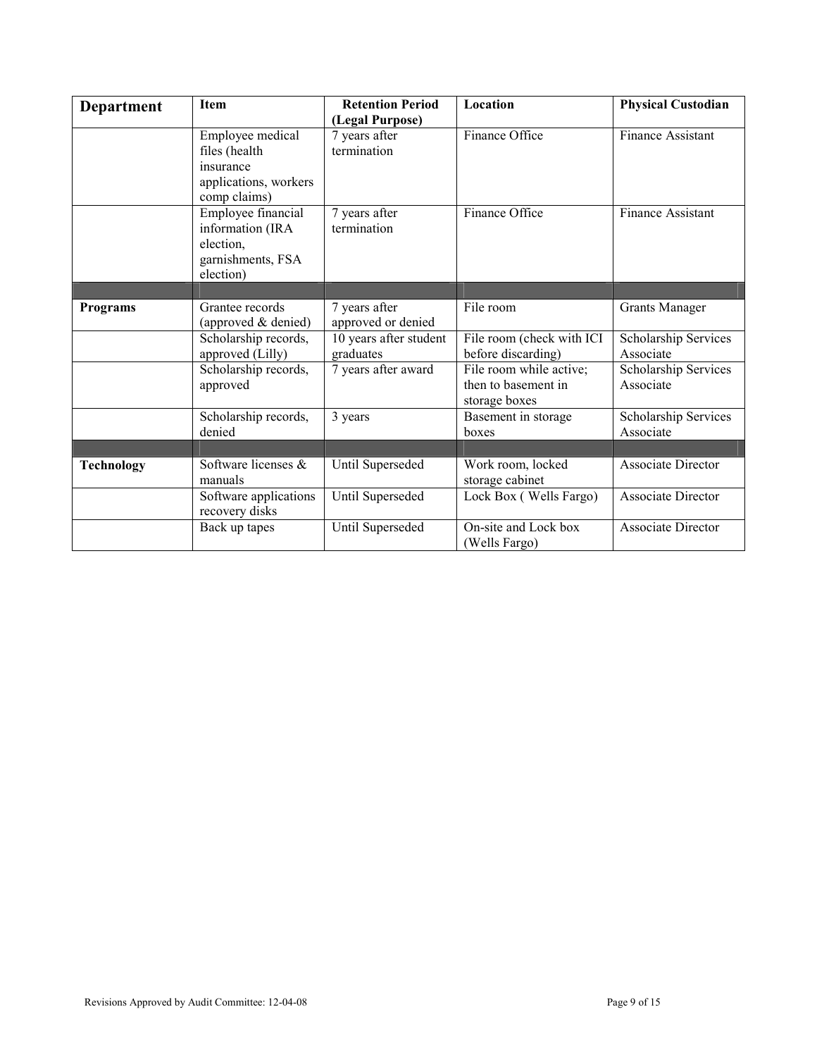| Department | Item | Retention Period (Legal Purpose) | Location | Physical Custodian |
|---|---|---|---|---|
| | Employee medical files (health insurance applications, workers comp claims) | 7 years after termination | Finance Office | Finance Assistant |
| | Employee financial information (IRA election, garnishments, FSA election) | 7 years after termination | Finance Office | Finance Assistant |
| | | | | |
| **Programs** | Grantee records (approved & denied) | 7 years after approved or denied | File room | Grants Manager |
| | Scholarship records, approved (Lilly) | 10 years after student graduates | File room (check with ICI before discarding) | Scholarship Services Associate |
| | Scholarship records, approved | 7 years after award | File room while active; then to basement in storage boxes | Scholarship Services Associate |
| | Scholarship records, denied | 3 years | Basement in storage boxes | Scholarship Services Associate |
| | | | | |
| **Technology** | Software licenses & manuals | Until Superseded | Work room, locked storage cabinet | Associate Director |
| | Software applications recovery disks | Until Superseded | Lock Box ( Wells Fargo) | Associate Director |
| | Back up tapes | Until Superseded | On-site and Lock box (Wells Fargo) | Associate Director |

Revisions Approved by Audit Committee: 12-04-08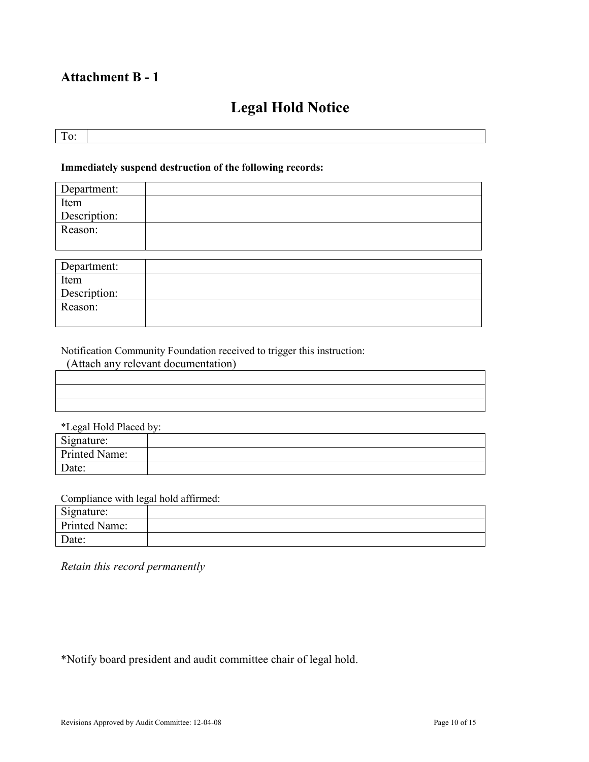## Attachment B - 1

# Legal Hold Notice

| To: | |
|---|---|

**Immediately suspend destruction of the following records:**

| Department: | |
|---|---|
| Item Description: | |
| Reason: | |

| Department: | |
|---|---|
| Item Description: | |
| Reason: | |

Notification Community Foundation received to trigger this instruction:
(Attach any relevant documentation)

| |
|---|
| |
| |
| |

*Legal Hold Placed by:

| Signature: | |
|---|---|
| Printed Name: | |
| Date: | |

Compliance with legal hold affirmed:

| Signature: | |
|---|---|
| Printed Name: | |
| Date: | |

*Retain this record permanently*

*Notify board president and audit committee chair of legal hold.

Revisions Approved by Audit Committee: 12-04-08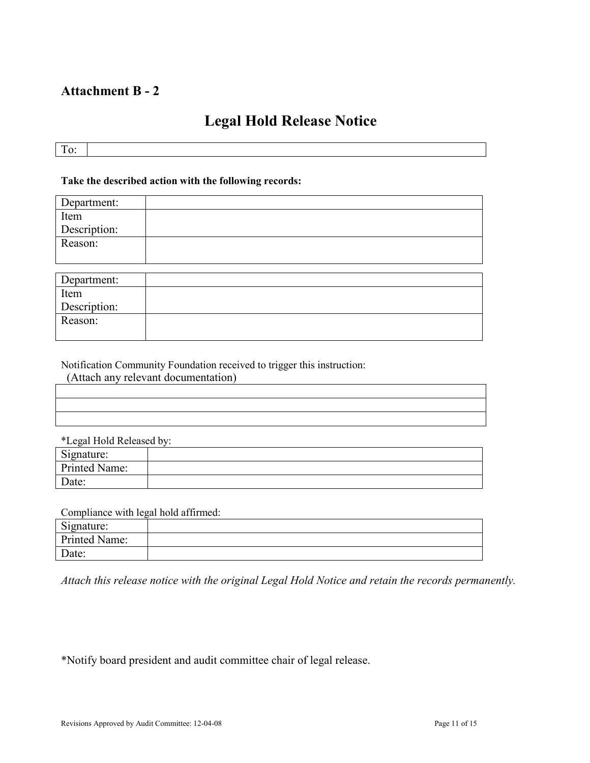## Attachment B - 2

# Legal Hold Release Notice

| To: | |
|---|---|

**Take the described action with the following records:**

| Department: | |
|---|---|
| Item Description: | |
| Reason: | |

| Department: | |
|---|---|
| Item Description: | |
| Reason: | |

Notification Community Foundation received to trigger this instruction:
(Attach any relevant documentation)

| |
|---|
| |
| |
| |

*Legal Hold Released by:

| Signature: | |
|---|---|
| Printed Name: | |
| Date: | |

Compliance with legal hold affirmed:

| Signature: | |
|---|---|
| Printed Name: | |
| Date: | |

*Attach this release notice with the original Legal Hold Notice and retain the records permanently.*

*Notify board president and audit committee chair of legal release.

Revisions Approved by Audit Committee: 12-04-08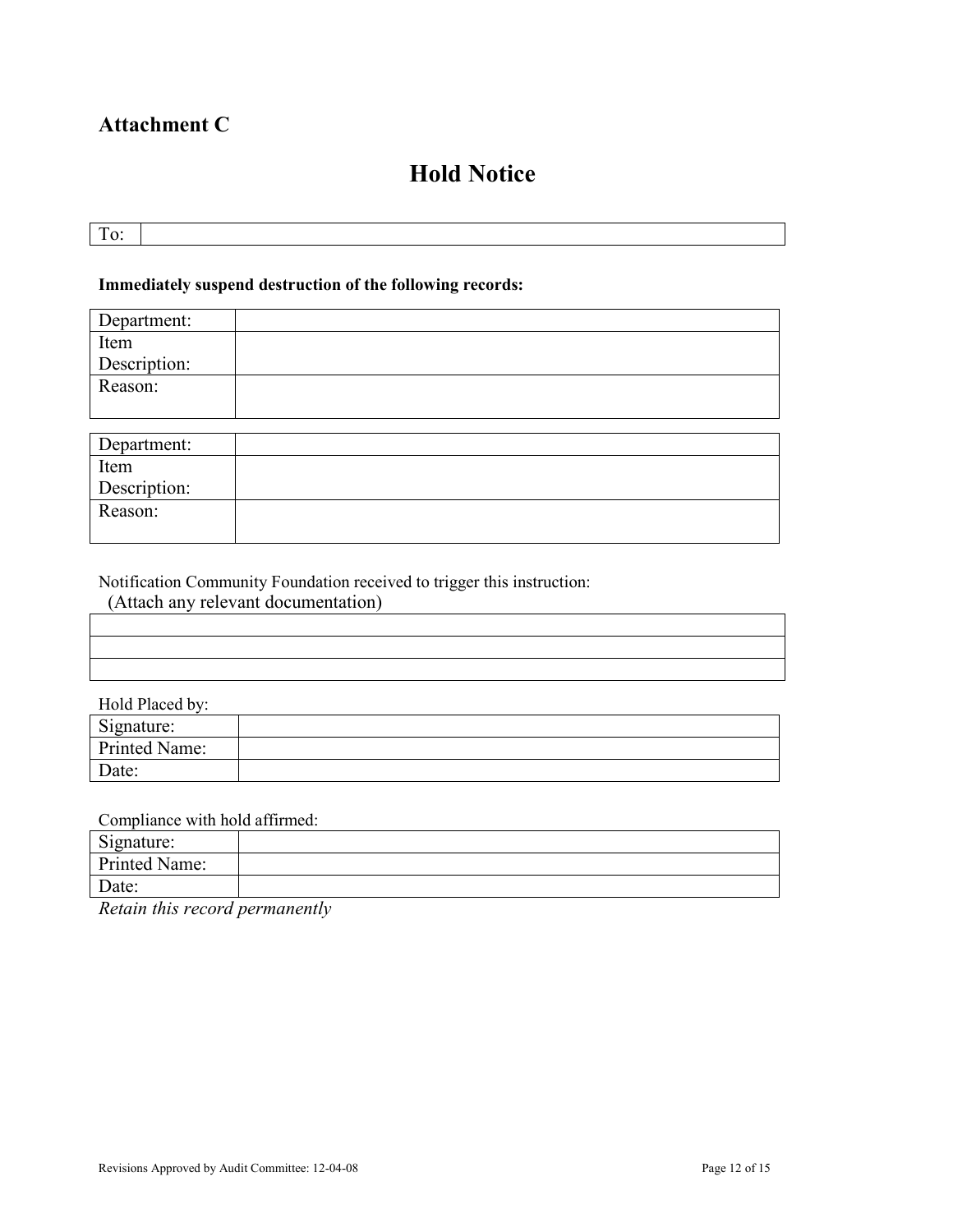## Attachment C

# Hold Notice

| To: | |
|---|---|

**Immediately suspend destruction of the following records:**

| Department: | |
|---|---|
| Item Description: | |
| Reason: | |

| Department: | |
|---|---|
| Item Description: | |
| Reason: | |

Notification Community Foundation received to trigger this instruction:
(Attach any relevant documentation)

| |
|---|
| |
| |
| |

Hold Placed by:

| Signature: | |
|---|---|
| Printed Name: | |
| Date: | |

Compliance with hold affirmed:

| Signature: | |
|---|---|
| Printed Name: | |
| Date: | |

*Retain this record permanently*

Revisions Approved by Audit Committee: 12-04-08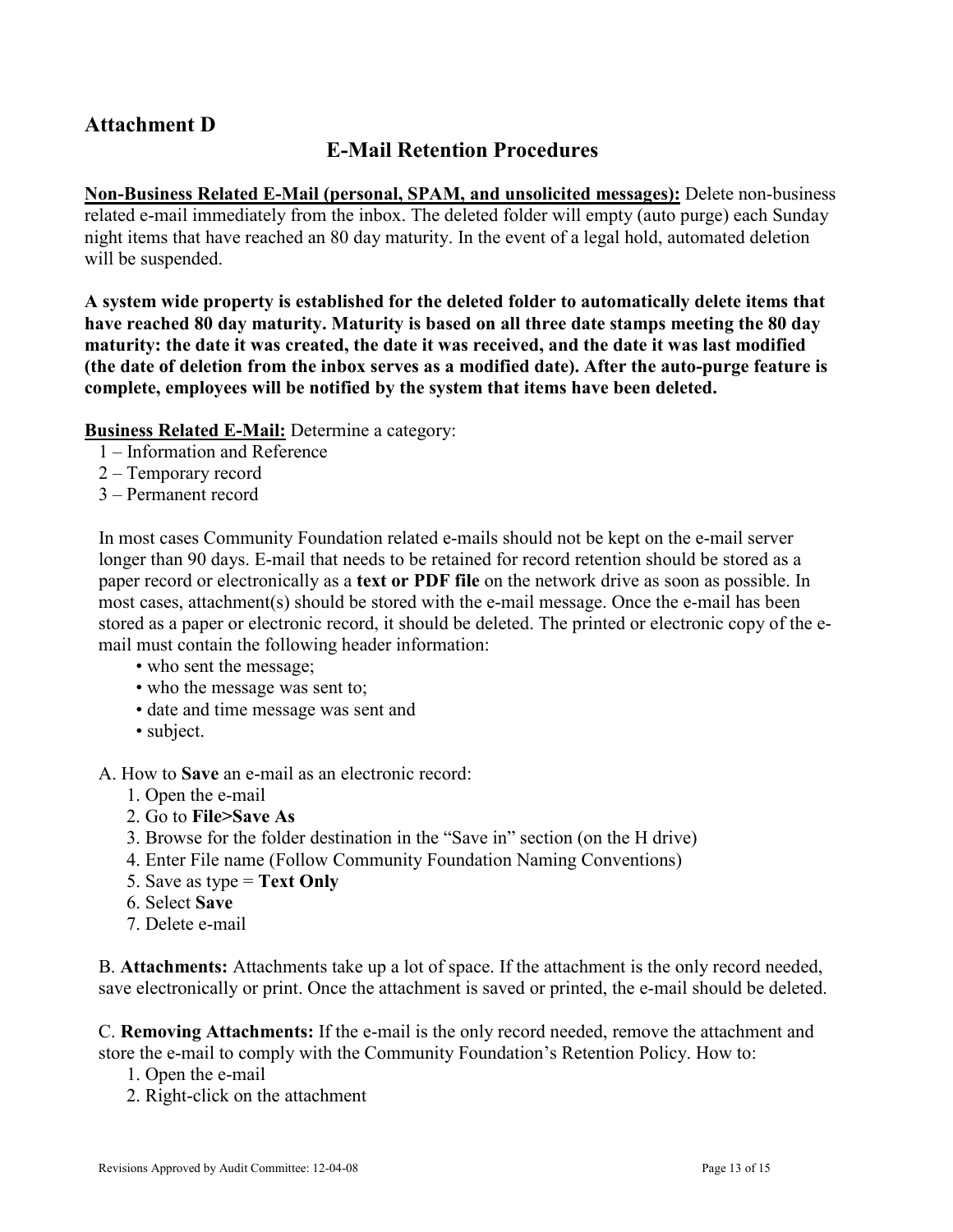## Attachment D

### E-Mail Retention Procedures

**<u>Non-Business Related E-Mail (personal, SPAM, and unsolicited messages):</u>** Delete non-business related e-mail immediately from the inbox. The deleted folder will empty (auto purge) each Sunday night items that have reached an 80 day maturity. In the event of a legal hold, automated deletion will be suspended.

**A system wide property is established for the deleted folder to automatically delete items that have reached 80 day maturity. Maturity is based on all three date stamps meeting the 80 day maturity: the date it was created, the date it was received, and the date it was last modified (the date of deletion from the inbox serves as a modified date). After the auto-purge feature is complete, employees will be notified by the system that items have been deleted.**

**<u>Business Related E-Mail:</u>** Determine a category:

1 – Information and Reference
2 – Temporary record
3 – Permanent record

In most cases Community Foundation related e-mails should not be kept on the e-mail server longer than 90 days. E-mail that needs to be retained for record retention should be stored as a paper record or electronically as a **text or PDF file** on the network drive as soon as possible. In most cases, attachment(s) should be stored with the e-mail message. Once the e-mail has been stored as a paper or electronic record, it should be deleted. The printed or electronic copy of the e-mail must contain the following header information:

- who sent the message;
- who the message was sent to;
- date and time message was sent and
- subject.

A. How to **Save** an e-mail as an electronic record:

1. Open the e-mail
2. Go to **File>Save As**
3. Browse for the folder destination in the "Save in" section (on the H drive)
4. Enter File name (Follow Community Foundation Naming Conventions)
5. Save as type = **Text Only**
6. Select **Save**
7. Delete e-mail

B. **Attachments:** Attachments take up a lot of space. If the attachment is the only record needed, save electronically or print. Once the attachment is saved or printed, the e-mail should be deleted.

C. **Removing Attachments:** If the e-mail is the only record needed, remove the attachment and store the e-mail to comply with the Community Foundation's Retention Policy. How to:

1. Open the e-mail
2. Right-click on the attachment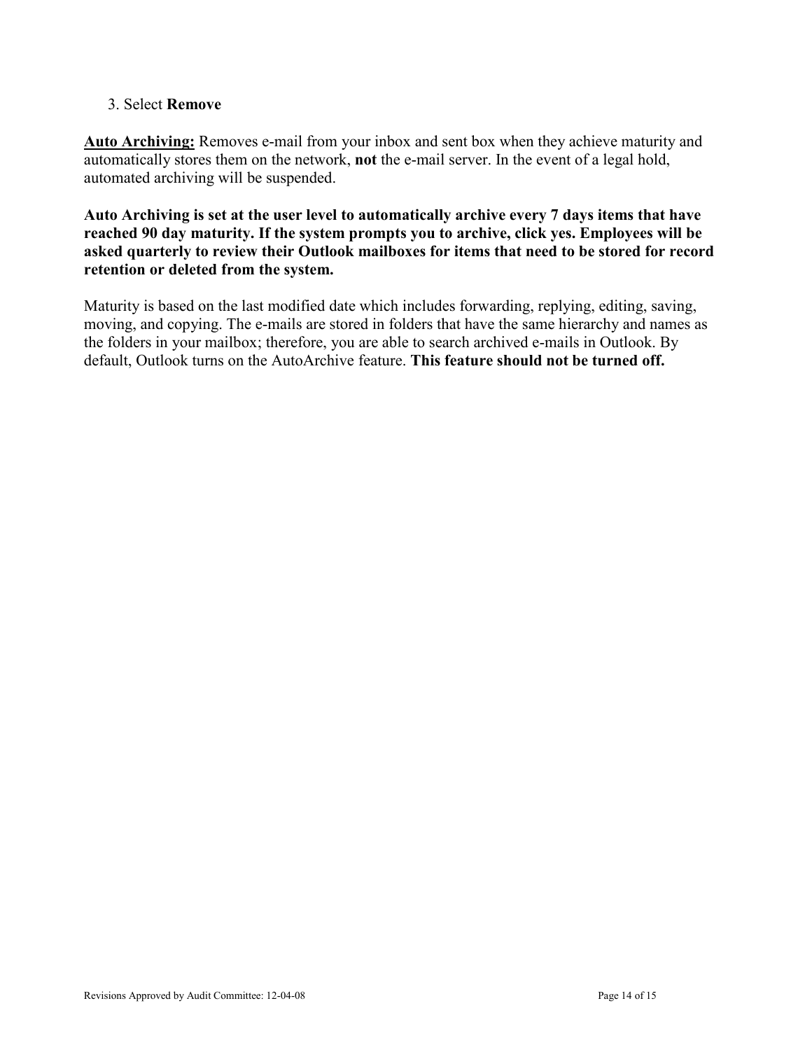3. Select **Remove**

**Auto Archiving:** Removes e-mail from your inbox and sent box when they achieve maturity and automatically stores them on the network, **not** the e-mail server. In the event of a legal hold, automated archiving will be suspended.

**Auto Archiving is set at the user level to automatically archive every 7 days items that have reached 90 day maturity. If the system prompts you to archive, click yes. Employees will be asked quarterly to review their Outlook mailboxes for items that need to be stored for record retention or deleted from the system.**

Maturity is based on the last modified date which includes forwarding, replying, editing, saving, moving, and copying. The e-mails are stored in folders that have the same hierarchy and names as the folders in your mailbox; therefore, you are able to search archived e-mails in Outlook. By default, Outlook turns on the AutoArchive feature. **This feature should not be turned off.**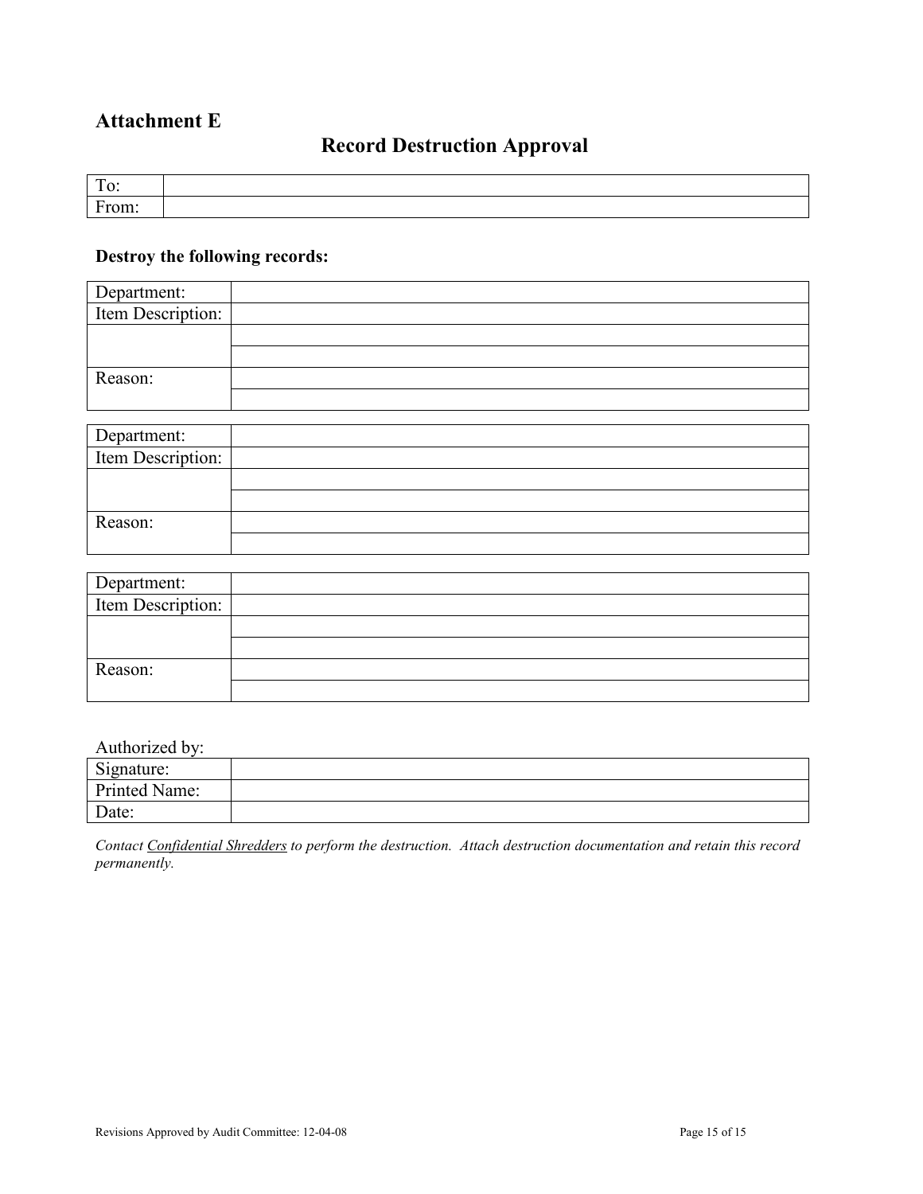## Attachment E

# Record Destruction Approval

| | |
|---|---|
| To: | |
| From: | |

### Destroy the following records:

| | |
|---|---|
| Department: | |
| Item Description: | |
| | |
| | |
| Reason: | |
| | |

| | |
|---|---|
| Department: | |
| Item Description: | |
| | |
| | |
| Reason: | |
| | |

| | |
|---|---|
| Department: | |
| Item Description: | |
| | |
| | |
| Reason: | |
| | |

Authorized by:

| | |
|---|---|
| Signature: | |
| Printed Name: | |
| Date: | |

*Contact Confidential Shredders to perform the destruction. Attach destruction documentation and retain this record permanently.*

Revisions Approved by Audit Committee: 12-04-08